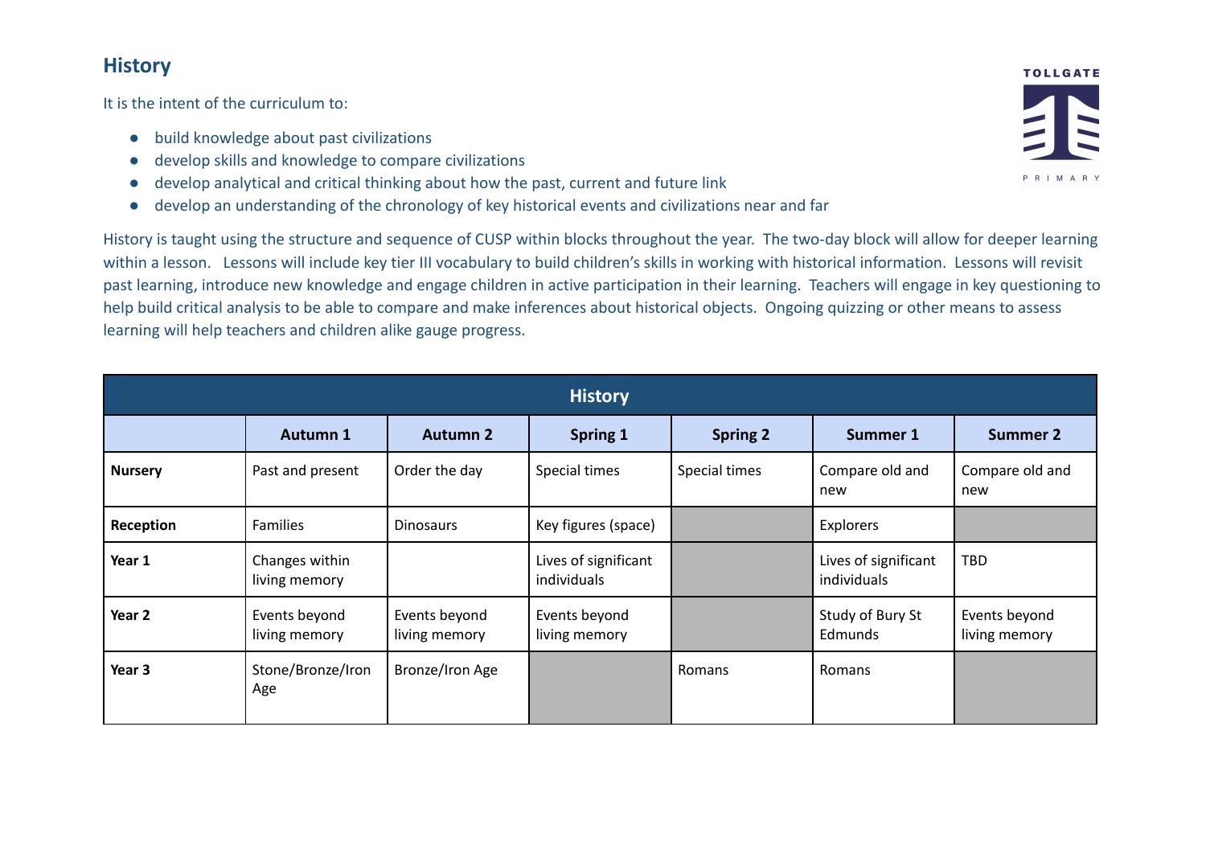## History

It is the intent of the curriculum to:

- build knowledge about past civilizations
- develop skills and knowledge to compare civilizations
- develop analytical and critical thinking about how the past, current and future link
- develop an understanding of the chronology of key historical events and civilizations near and far

History is taught using the structure and sequence of CUSP within blocks throughout the year. The two-day block will allow for deeper learning within a lesson. Lessons will include key tier III vocabulary to build children's skills in working with historical information. Lessons will revisit past learning, introduce new knowledge and engage children in active participation in their learning. Teachers will engage in key questioning to help build critical analysis to be able to compare and make inferences about historical objects. Ongoing quizzing or other means to assess learning will help teachers and children alike gauge progress.

| History | | | | | | |
|---|---|---|---|---|---|---|
| | **Autumn 1** | **Autumn 2** | **Spring 1** | **Spring 2** | **Summer 1** | **Summer 2** |
| **Nursery** | Past and present | Order the day | Special times | Special times | Compare old and new | Compare old and new |
| **Reception** | Families | Dinosaurs | Key figures (space) | | Explorers | |
| **Year 1** | Changes within living memory | | Lives of significant individuals | | Lives of significant individuals | TBD |
| **Year 2** | Events beyond living memory | Events beyond living memory | Events beyond living memory | | Study of Bury St Edmunds | Events beyond living memory |
| **Year 3** | Stone/Bronze/Iron Age | Bronze/Iron Age | | Romans | Romans | |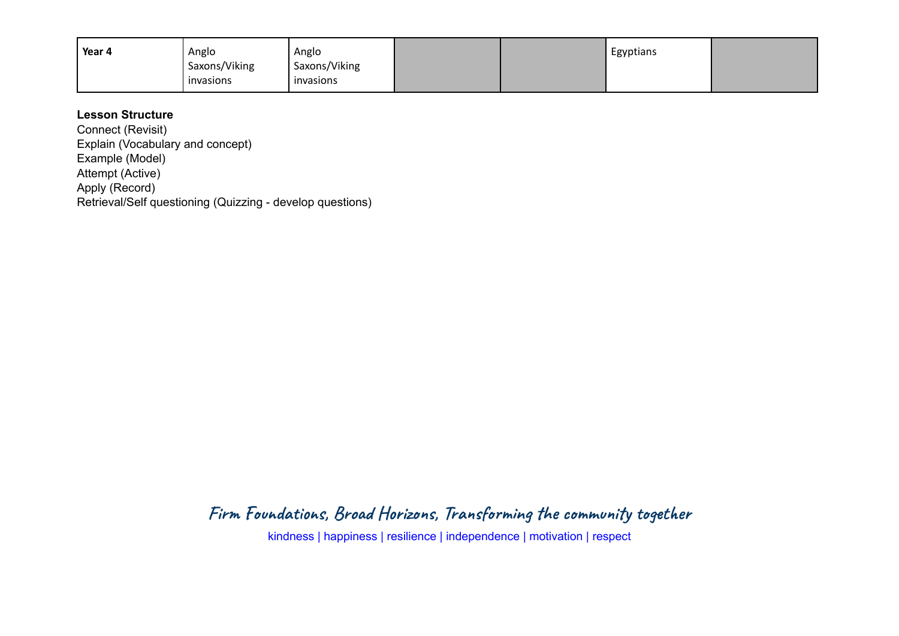| | | | | | | |
|---|---|---|---|---|---|---|
| **Year 4** | Anglo Saxons/Viking invasions | Anglo Saxons/Viking invasions | | | Egyptians | |

**Lesson Structure**
Connect (Revisit)
Explain (Vocabulary and concept)
Example (Model)
Attempt (Active)
Apply (Record)
Retrieval/Self questioning (Quizzing - develop questions)

*Firm Foundations, Broad Horizons, Transforming the community together*

kindness | happiness | resilience | independence | motivation | respect